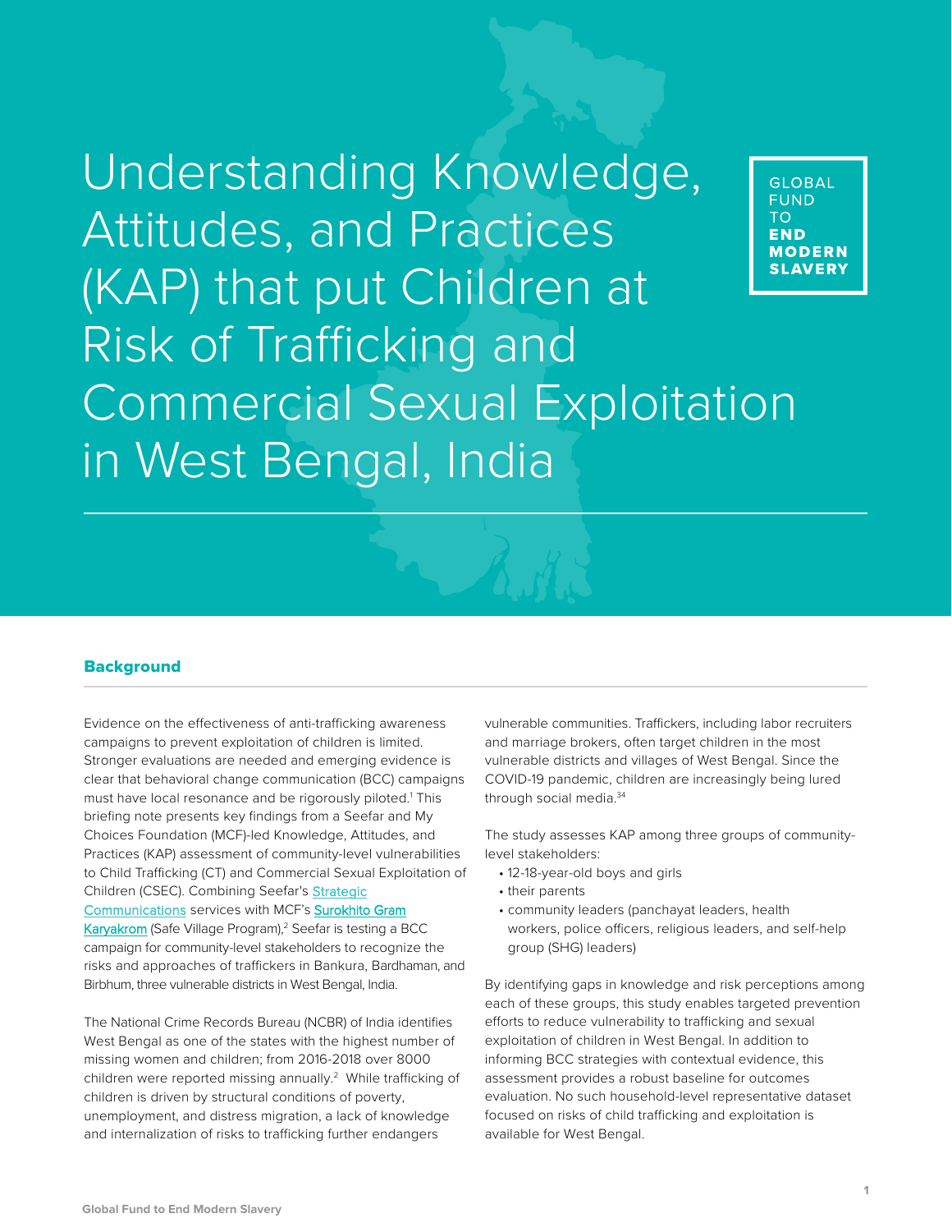# Understanding Knowledge, Attitudes, and Practices (KAP) that put Children at Risk of Trafficking and Commercial Sexual Exploitation in West Bengal, India

GLOBAL FUND TO **END MODERN SLAVERY**

## Background

Evidence on the effectiveness of anti-trafficking awareness campaigns to prevent exploitation of children is limited. Stronger evaluations are needed and emerging evidence is clear that behavioral change communication (BCC) campaigns must have local resonance and be rigorously piloted.[1] This briefing note presents key findings from a Seefar and My Choices Foundation (MCF)-led Knowledge, Attitudes, and Practices (KAP) assessment of community-level vulnerabilities to Child Trafficking (CT) and Commercial Sexual Exploitation of Children (CSEC). Combining Seefar's Strategic Communications services with MCF's Surokhito Gram Karyakrom (Safe Village Program),[2] Seefar is testing a BCC campaign for community-level stakeholders to recognize the risks and approaches of traffickers in Bankura, Bardhaman, and Birbhum, three vulnerable districts in West Bengal, India.

The National Crime Records Bureau (NCBR) of India identifies West Bengal as one of the states with the highest number of missing women and children; from 2016-2018 over 8000 children were reported missing annually.[2] While trafficking of children is driven by structural conditions of poverty, unemployment, and distress migration, a lack of knowledge and internalization of risks to trafficking further endangers vulnerable communities. Traffickers, including labor recruiters and marriage brokers, often target children in the most vulnerable districts and villages of West Bengal. Since the COVID-19 pandemic, children are increasingly being lured through social media.[34]

The study assesses KAP among three groups of community-level stakeholders:

- 12-18-year-old boys and girls
- their parents
- community leaders (panchayat leaders, health workers, police officers, religious leaders, and self-help group (SHG) leaders)

By identifying gaps in knowledge and risk perceptions among each of these groups, this study enables targeted prevention efforts to reduce vulnerability to trafficking and sexual exploitation of children in West Bengal. In addition to informing BCC strategies with contextual evidence, this assessment provides a robust baseline for outcomes evaluation. No such household-level representative dataset focused on risks of child trafficking and exploitation is available for West Bengal.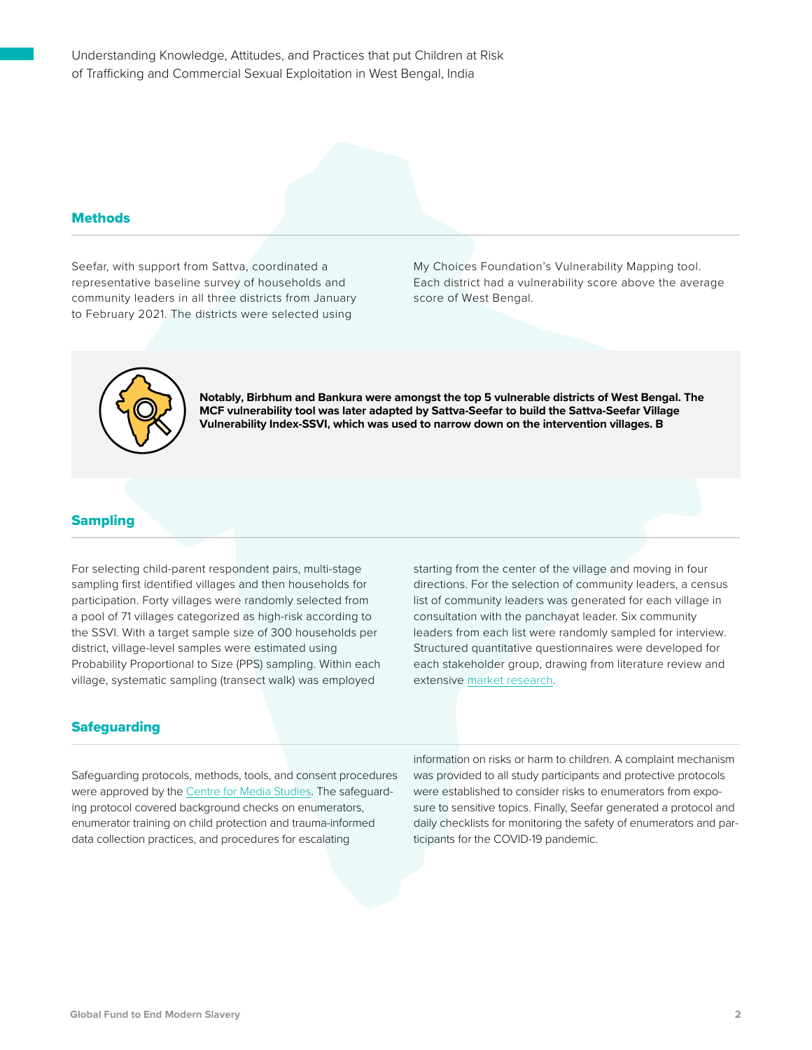## Methods

Seefar, with support from Sattva, coordinated a representative baseline survey of households and community leaders in all three districts from January to February 2021. The districts were selected using My Choices Foundation's Vulnerability Mapping tool. Each district had a vulnerability score above the average score of West Bengal.

**Notably, Birbhum and Bankura were amongst the top 5 vulnerable districts of West Bengal. The MCF vulnerability tool was later adapted by Sattva-Seefar to build the Sattva-Seefar Village Vulnerability Index-SSVI, which was used to narrow down on the intervention villages. B**

## Sampling

For selecting child-parent respondent pairs, multi-stage sampling first identified villages and then households for participation. Forty villages were randomly selected from a pool of 71 villages categorized as high-risk according to the SSVI. With a target sample size of 300 households per district, village-level samples were estimated using Probability Proportional to Size (PPS) sampling. Within each village, systematic sampling (transect walk) was employed starting from the center of the village and moving in four directions. For the selection of community leaders, a census list of community leaders was generated for each village in consultation with the panchayat leader. Six community leaders from each list were randomly sampled for interview. Structured quantitative questionnaires were developed for each stakeholder group, drawing from literature review and extensive market research.

## Safeguarding

Safeguarding protocols, methods, tools, and consent procedures were approved by the Centre for Media Studies. The safeguarding protocol covered background checks on enumerators, enumerator training on child protection and trauma-informed data collection practices, and procedures for escalating information on risks or harm to children. A complaint mechanism was provided to all study participants and protective protocols were established to consider risks to enumerators from exposure to sensitive topics. Finally, Seefar generated a protocol and daily checklists for monitoring the safety of enumerators and participants for the COVID-19 pandemic.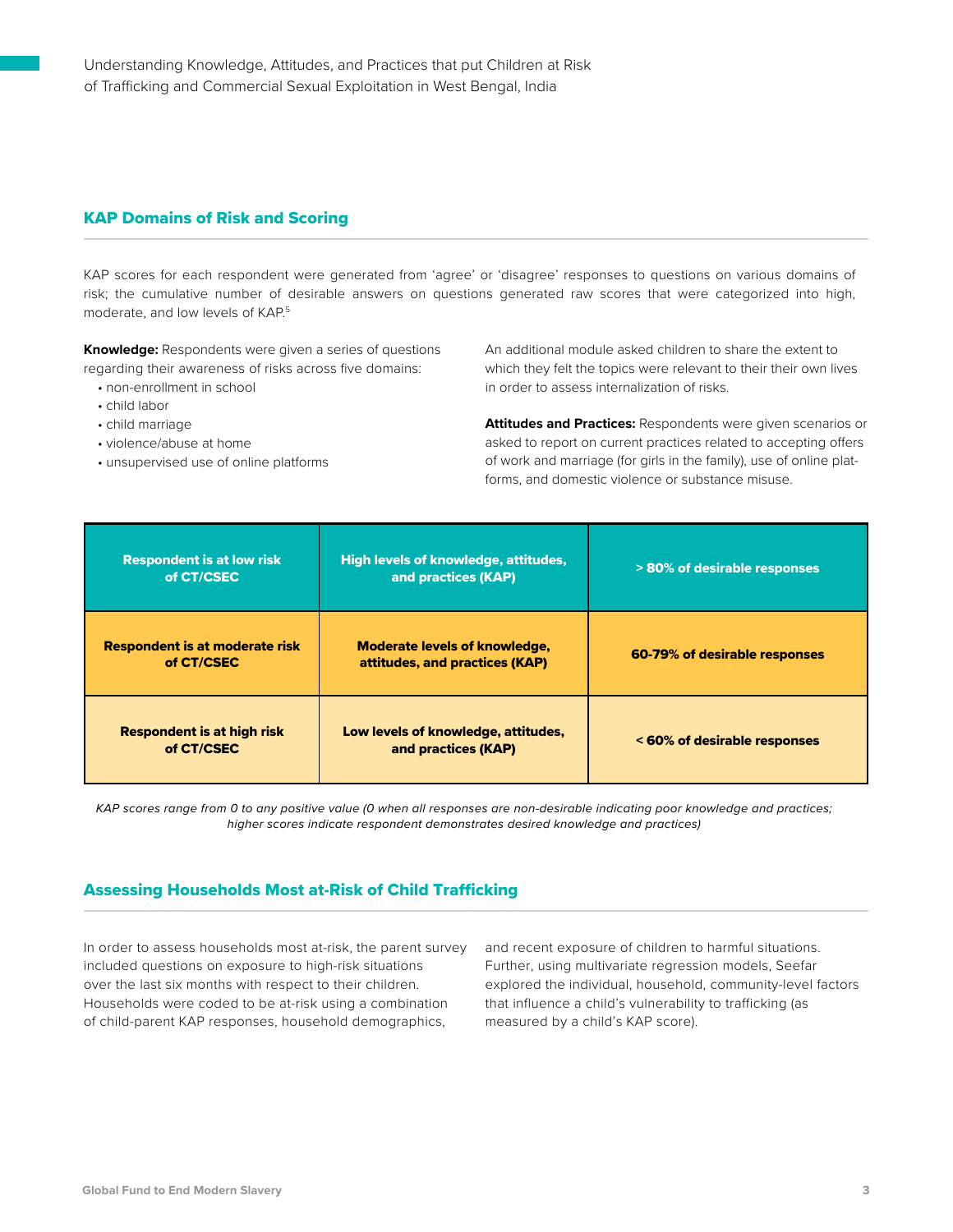## KAP Domains of Risk and Scoring

KAP scores for each respondent were generated from 'agree' or 'disagree' responses to questions on various domains of risk; the cumulative number of desirable answers on questions generated raw scores that were categorized into high, moderate, and low levels of KAP.[5]

**Knowledge:** Respondents were given a series of questions regarding their awareness of risks across five domains:

- non-enrollment in school
- child labor
- child marriage
- violence/abuse at home
- unsupervised use of online platforms

An additional module asked children to share the extent to which they felt the topics were relevant to their their own lives in order to assess internalization of risks.

**Attitudes and Practices:** Respondents were given scenarios or asked to report on current practices related to accepting offers of work and marriage (for girls in the family), use of online platforms, and domestic violence or substance misuse.

| Respondent is at low risk of CT/CSEC | High levels of knowledge, attitudes, and practices (KAP) | > 80% of desirable responses |
|---|---|---|
| **Respondent is at moderate risk of CT/CSEC** | **Moderate levels of knowledge, attitudes, and practices (KAP)** | **60-79% of desirable responses** |
| **Respondent is at high risk of CT/CSEC** | **Low levels of knowledge, attitudes, and practices (KAP)** | **< 60% of desirable responses** |

*KAP scores range from 0 to any positive value (0 when all responses are non-desirable indicating poor knowledge and practices; higher scores indicate respondent demonstrates desired knowledge and practices)*

## Assessing Households Most at-Risk of Child Trafficking

In order to assess households most at-risk, the parent survey included questions on exposure to high-risk situations over the last six months with respect to their children. Households were coded to be at-risk using a combination of child-parent KAP responses, household demographics, and recent exposure of children to harmful situations. Further, using multivariate regression models, Seefar explored the individual, household, community-level factors that influence a child's vulnerability to trafficking (as measured by a child's KAP score).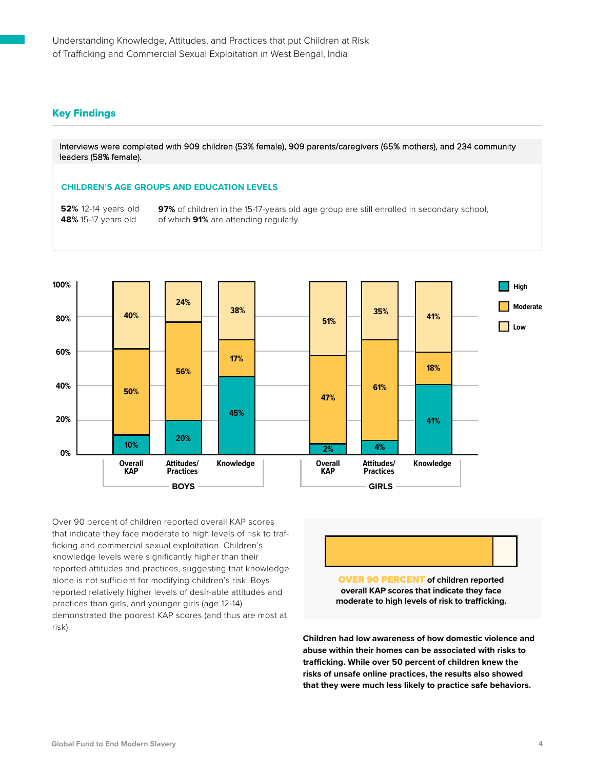## Key Findings

Interviews were completed with 909 children (53% female), 909 parents/caregivers (65% mothers), and 234 community leaders (58% female).

### CHILDREN'S AGE GROUPS AND EDUCATION LEVELS

**52%** 12-14 years old
**48%** 15-17 years old

**97%** of children in the 15-17-years old age group are still enrolled in secondary school, of which **91%** are attending regularly.

| | BOYS | | | GIRLS | | |
|---|---|---|---|---|---|---|
| | Overall KAP | Attitudes/ Practices | Knowledge | Overall KAP | Attitudes/ Practices | Knowledge |
| High | 10% | 20% | 45% | 2% | 4% | 41% |
| Moderate | 50% | 56% | 17% | 47% | 61% | 18% |
| Low | 40% | 24% | 38% | 51% | 35% | 41% |

Over 90 percent of children reported overall KAP scores that indicate they face moderate to high levels of risk to trafficking and commercial sexual exploitation. Children's knowledge levels were significantly higher than their reported attitudes and practices, suggesting that knowledge alone is not sufficient for modifying children's risk. Boys reported relatively higher levels of desir-able attitudes and practices than girls, and younger girls (age 12-14) demonstrated the poorest KAP scores (and thus are most at risk).

**OVER 90 PERCENT of children reported overall KAP scores that indicate they face moderate to high levels of risk to trafficking.**

**Children had low awareness of how domestic violence and abuse within their homes can be associated with risks to trafficking. While over 50 percent of children knew the risks of unsafe online practices, the results also showed that they were much less likely to practice safe behaviors.**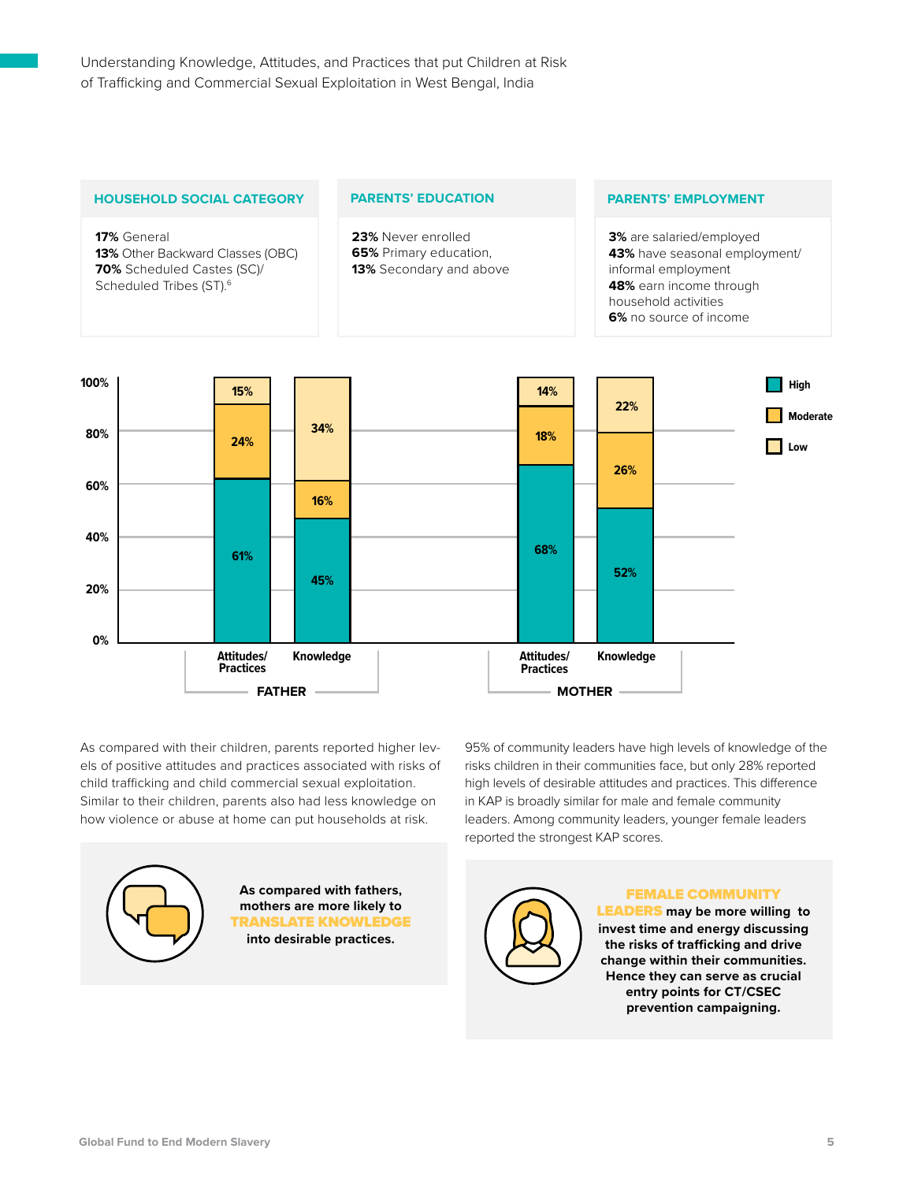| HOUSEHOLD SOCIAL CATEGORY | PARENTS' EDUCATION | PARENTS' EMPLOYMENT |
|---|---|---|
| **17%** General<br>**13%** Other Backward Classes (OBC)<br>**70%** Scheduled Castes (SC)/ Scheduled Tribes (ST).[6] | **23%** Never enrolled<br>**65%** Primary education,<br>**13%** Secondary and above | **3%** are salaried/employed<br>**43%** have seasonal employment/ informal employment<br>**48%** earn income through household activities<br>**6%** no source of income |

| | Father – Attitudes/Practices | Father – Knowledge | Mother – Attitudes/Practices | Mother – Knowledge |
|---|---|---|---|---|
| High | 61% | 45% | 68% | 52% |
| Moderate | 24% | 16% | 18% | 26% |
| Low | 15% | 34% | 14% | 22% |

As compared with their children, parents reported higher levels of positive attitudes and practices associated with risks of child trafficking and child commercial sexual exploitation. Similar to their children, parents also had less knowledge on how violence or abuse at home can put households at risk.

**As compared with fathers, mothers are more likely to TRANSLATE KNOWLEDGE into desirable practices.**

95% of community leaders have high levels of knowledge of the risks children in their communities face, but only 28% reported high levels of desirable attitudes and practices. This difference in KAP is broadly similar for male and female community leaders. Among community leaders, younger female leaders reported the strongest KAP scores.

**FEMALE COMMUNITY LEADERS may be more willing to invest time and energy discussing the risks of trafficking and drive change within their communities. Hence they can serve as crucial entry points for CT/CSEC prevention campaigning.**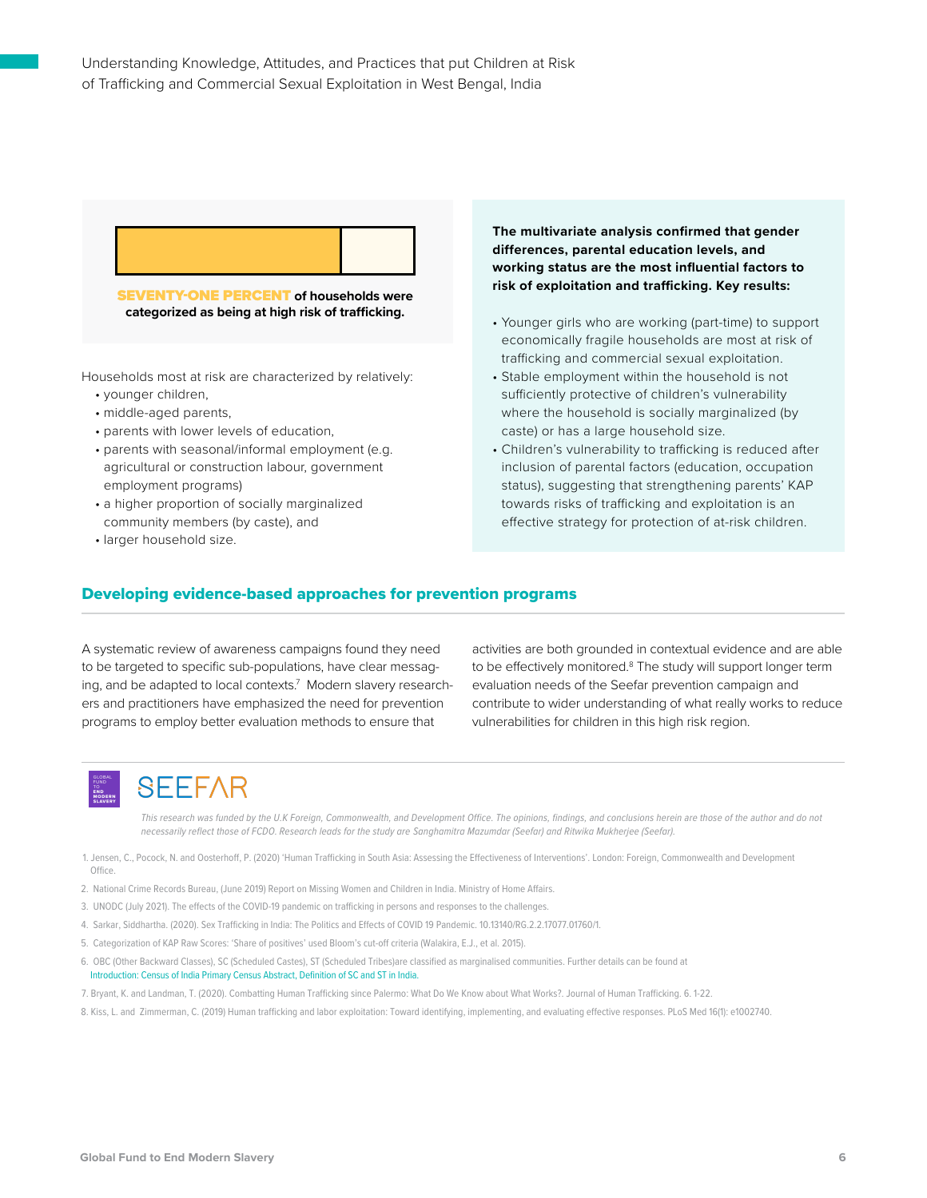**SEVENTY-ONE PERCENT of households were categorized as being at high risk of trafficking.**

Households most at risk are characterized by relatively:

- younger children,
- middle-aged parents,
- parents with lower levels of education,
- parents with seasonal/informal employment (e.g. agricultural or construction labour, government employment programs)
- a higher proportion of socially marginalized community members (by caste), and
- larger household size.

**The multivariate analysis confirmed that gender differences, parental education levels, and working status are the most influential factors to risk of exploitation and trafficking. Key results:**

- Younger girls who are working (part-time) to support economically fragile households are most at risk of trafficking and commercial sexual exploitation.
- Stable employment within the household is not sufficiently protective of children's vulnerability where the household is socially marginalized (by caste) or has a large household size.
- Children's vulnerability to trafficking is reduced after inclusion of parental factors (education, occupation status), suggesting that strengthening parents' KAP towards risks of trafficking and exploitation is an effective strategy for protection of at-risk children.

## Developing evidence-based approaches for prevention programs

A systematic review of awareness campaigns found they need to be targeted to specific sub-populations, have clear messaging, and be adapted to local contexts.[7] Modern slavery researchers and practitioners have emphasized the need for prevention programs to employ better evaluation methods to ensure that activities are both grounded in contextual evidence and are able to be effectively monitored.[8] The study will support longer term evaluation needs of the Seefar prevention campaign and contribute to wider understanding of what really works to reduce vulnerabilities for children in this high risk region.

GLOBAL FUND TO END MODERN SLAVERY

SEEFAR

*This research was funded by the U.K Foreign, Commonwealth, and Development Office. The opinions, findings, and conclusions herein are those of the author and do not necessarily reflect those of FCDO. Research leads for the study are Sanghamitra Mazumdar (Seefar) and Ritwika Mukherjee (Seefar).*

1. Jensen, C., Pocock, N. and Oosterhoff, P. (2020) 'Human Trafficking in South Asia: Assessing the Effectiveness of Interventions'. London: Foreign, Commonwealth and Development Office.
2. National Crime Records Bureau, (June 2019) Report on Missing Women and Children in India. Ministry of Home Affairs.
3. UNODC (July 2021). The effects of the COVID-19 pandemic on trafficking in persons and responses to the challenges.
4. Sarkar, Siddhartha. (2020). Sex Trafficking in India: The Politics and Effects of COVID 19 Pandemic. 10.13140/RG.2.2.17077.01760/1.
5. Categorization of KAP Raw Scores: 'Share of positives' used Bloom's cut-off criteria (Walakira, E.J., et al. 2015).
6. OBC (Other Backward Classes), SC (Scheduled Castes), ST (Scheduled Tribes)are classified as marginalised communities. Further details can be found at Introduction: Census of India Primary Census Abstract, Definition of SC and ST in India.
7. Bryant, K. and Landman, T. (2020). Combatting Human Trafficking since Palermo: What Do We Know about What Works?. Journal of Human Trafficking. 6. 1-22.
8. Kiss, L. and Zimmerman, C. (2019) Human trafficking and labor exploitation: Toward identifying, implementing, and evaluating effective responses. PLoS Med 16(1): e1002740.